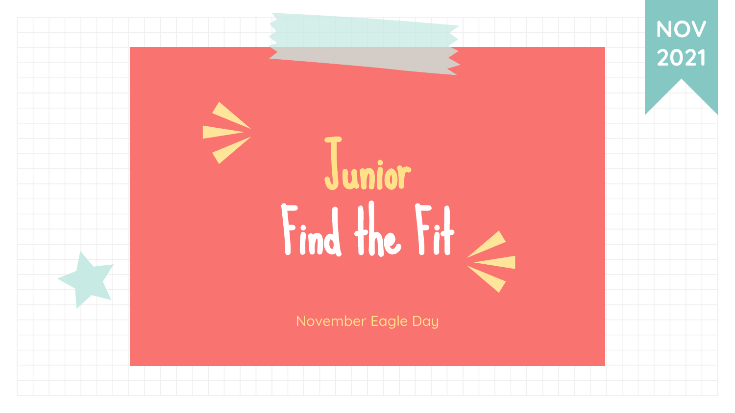NOV 2021

# Junior

# Find the Fit

November Eagle Day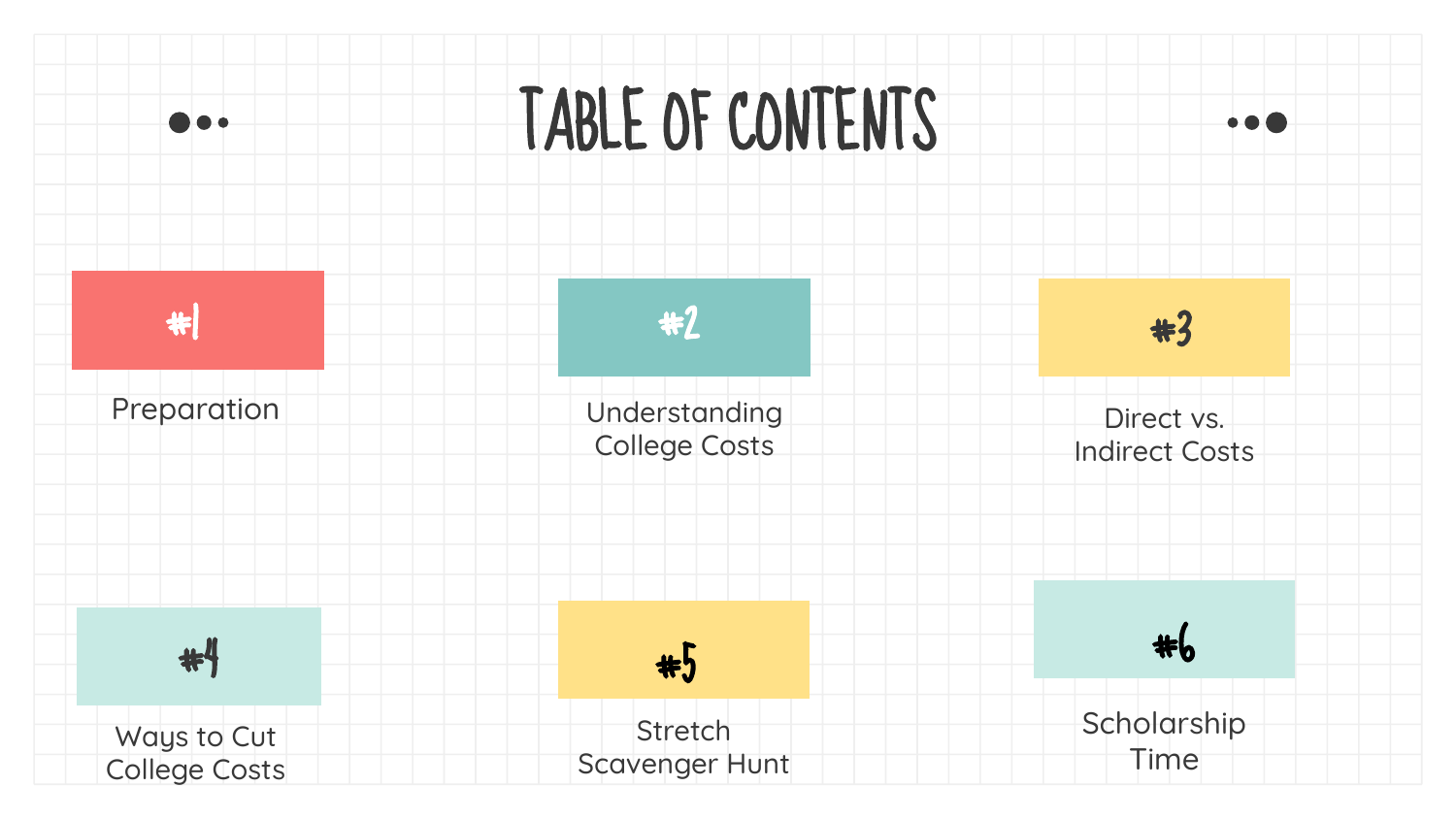# TABLE OF CONTENTS

**#1**
Preparation

**#2**
Understanding College Costs

**#3**
Direct vs. Indirect Costs

**#4**
Ways to Cut College Costs

**#5**
Stretch Scavenger Hunt

**#6**
Scholarship Time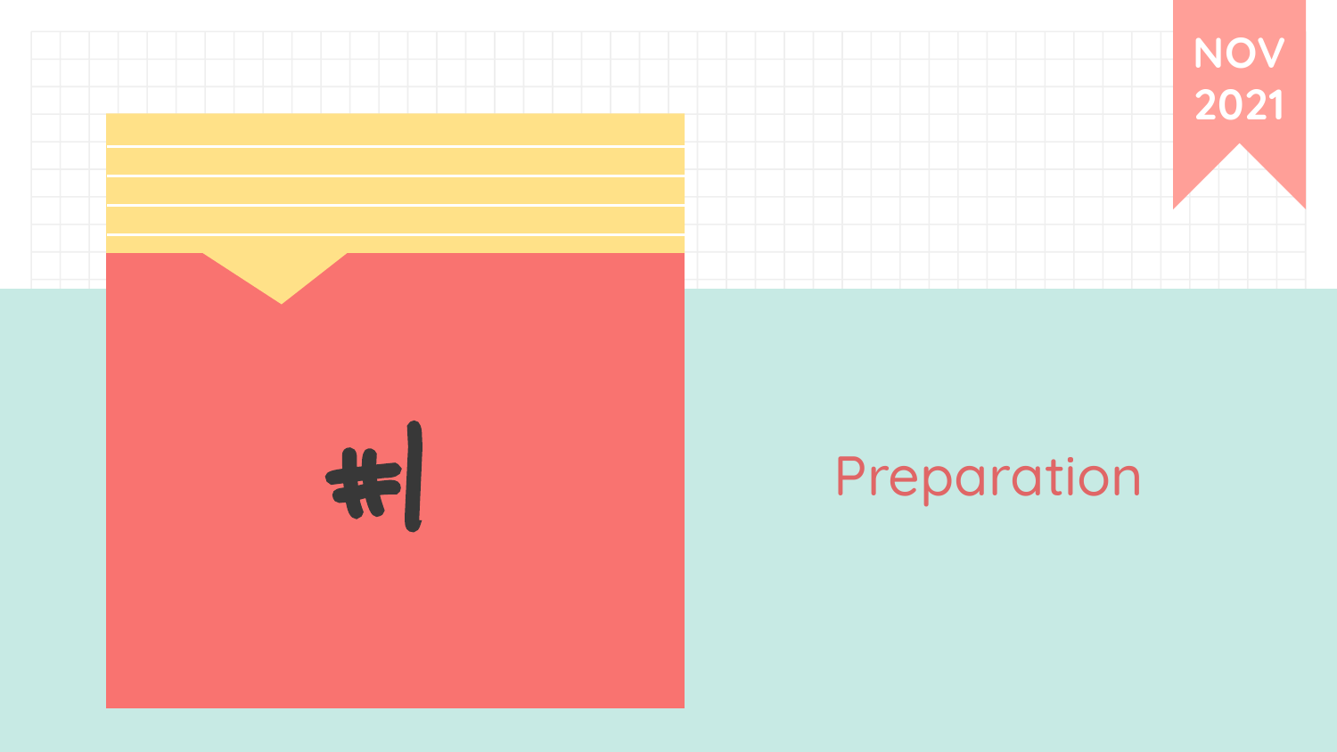NOV 2021

# #1

## Preparation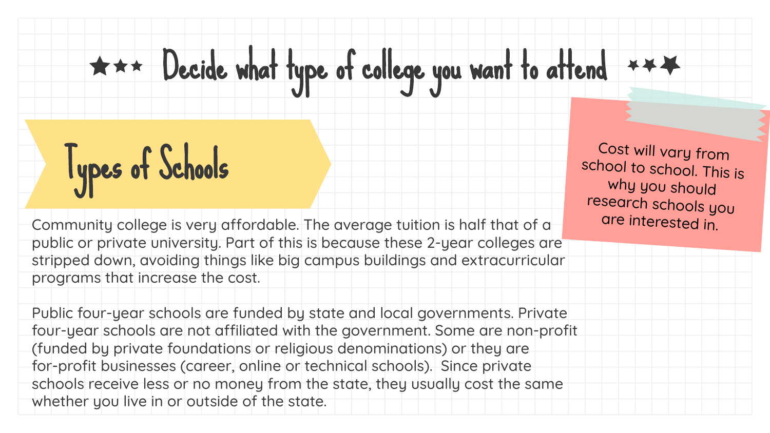# ★★★ Decide what type of college you want to attend ★★★

## Types of Schools

Community college is very affordable. The average tuition is half that of a public or private university. Part of this is because these 2-year colleges are stripped down, avoiding things like big campus buildings and extracurricular programs that increase the cost.

Public four-year schools are funded by state and local governments. Private four-year schools are not affiliated with the government. Some are non-profit (funded by private foundations or religious denominations) or they are for-profit businesses (career, online or technical schools). Since private schools receive less or no money from the state, they usually cost the same whether you live in or outside of the state.

Cost will vary from school to school. This is why you should research schools you are interested in.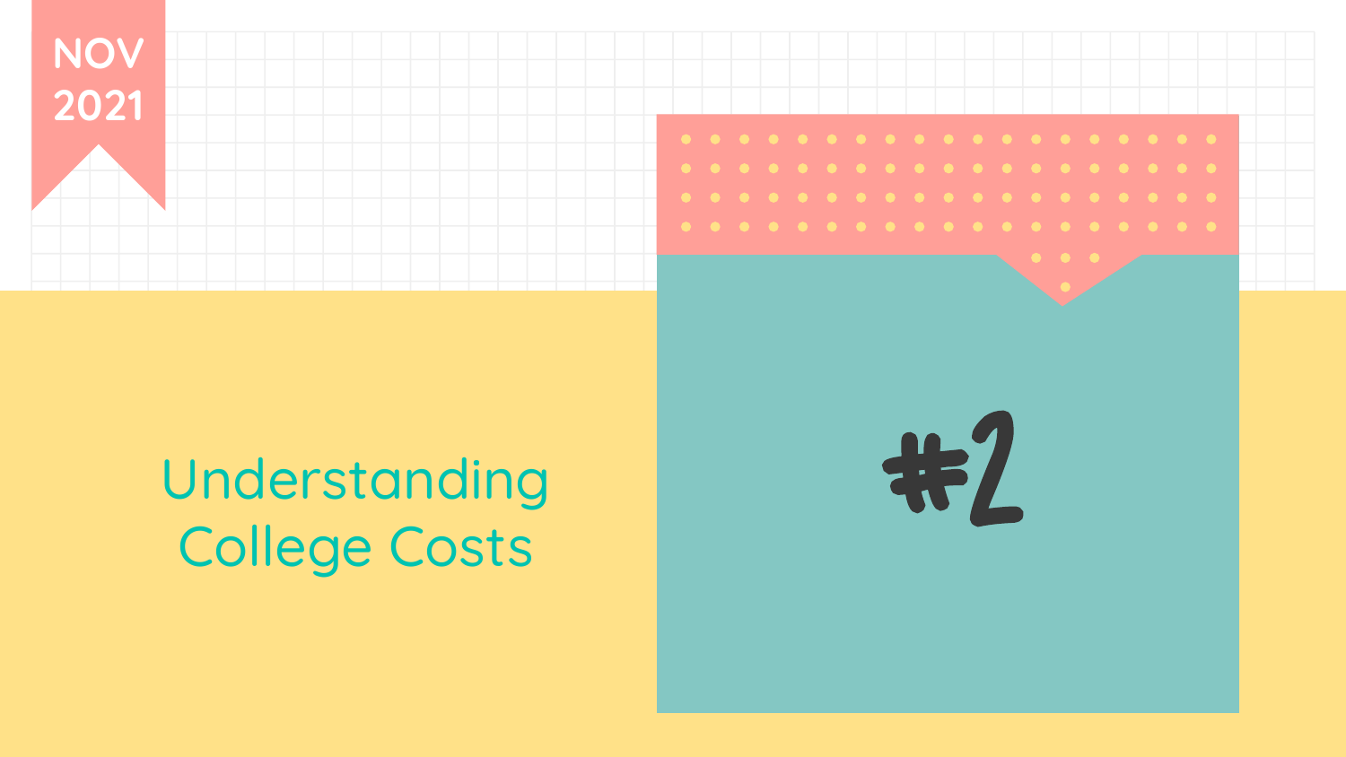NOV 2021

# Understanding College Costs

#2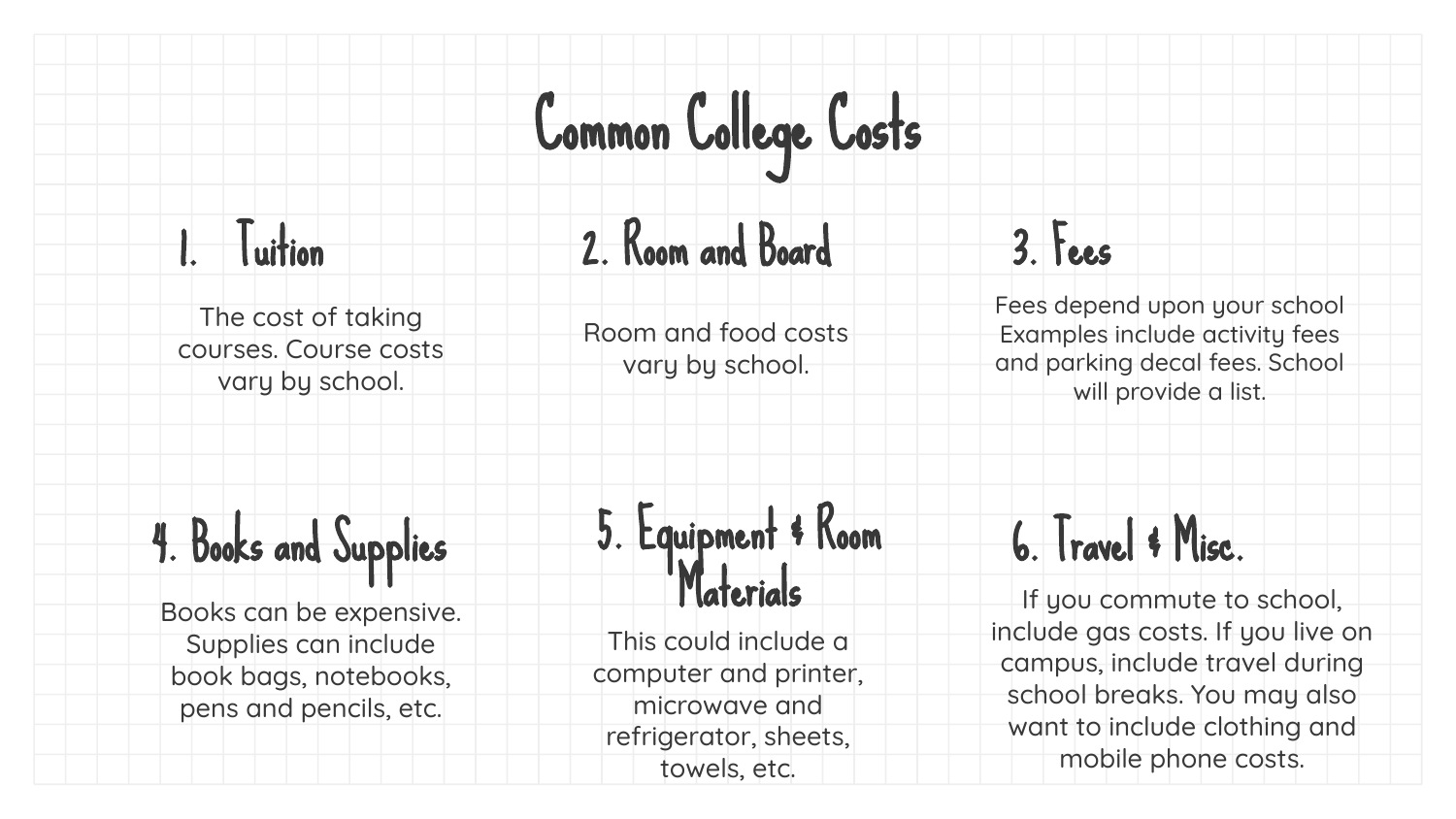# Common College Costs

## 1. Tuition

The cost of taking courses. Course costs vary by school.

## 2. Room and Board

Room and food costs vary by school.

## 3. Fees

Fees depend upon your school Examples include activity fees and parking decal fees. School will provide a list.

## 4. Books and Supplies

Books can be expensive. Supplies can include book bags, notebooks, pens and pencils, etc.

## 5. Equipment & Room Materials

This could include a computer and printer, microwave and refrigerator, sheets, towels, etc.

## 6. Travel & Misc.

If you commute to school, include gas costs. If you live on campus, include travel during school breaks. You may also want to include clothing and mobile phone costs.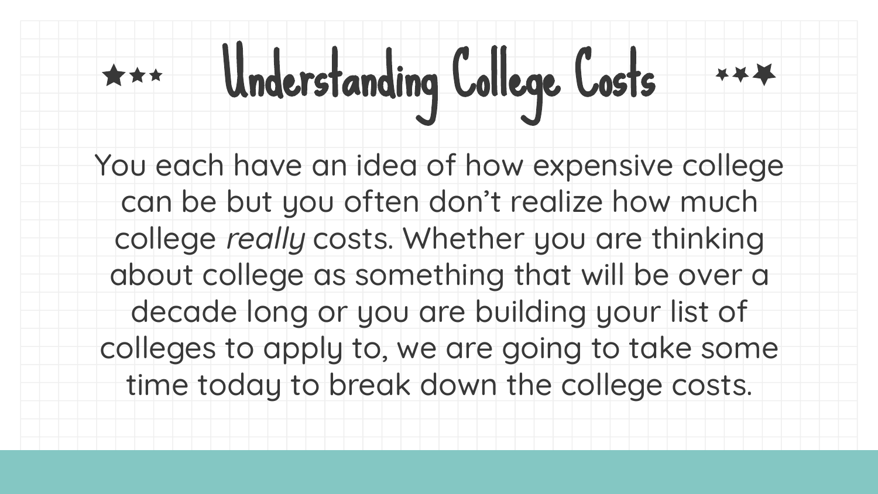# Understanding College Costs

You each have an idea of how expensive college can be but you often don't realize how much college *really* costs. Whether you are thinking about college as something that will be over a decade long or you are building your list of colleges to apply to, we are going to take some time today to break down the college costs.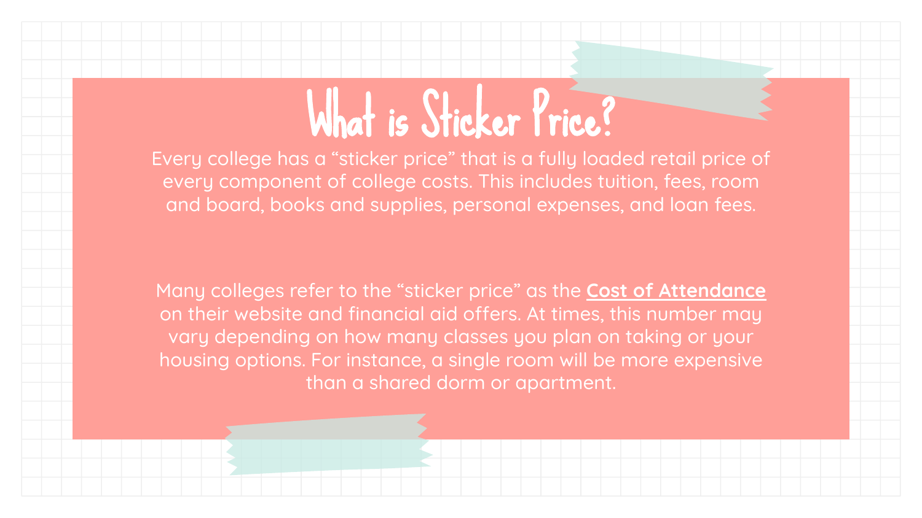# What is Sticker Price?

Every college has a “sticker price” that is a fully loaded retail price of every component of college costs. This includes tuition, fees, room and board, books and supplies, personal expenses, and loan fees.

Many colleges refer to the “sticker price” as the **Cost of Attendance** on their website and financial aid offers. At times, this number may vary depending on how many classes you plan on taking or your housing options. For instance, a single room will be more expensive than a shared dorm or apartment.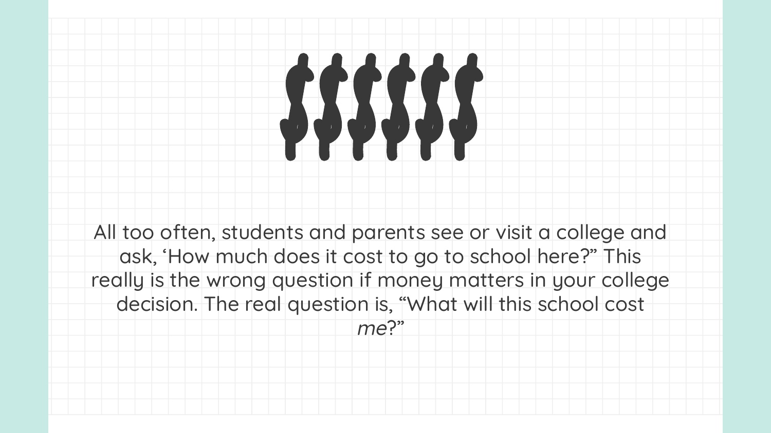$$$$$$

All too often, students and parents see or visit a college and ask, 'How much does it cost to go to school here?" This really is the wrong question if money matters in your college decision. The real question is, "What will this school cost *me*?"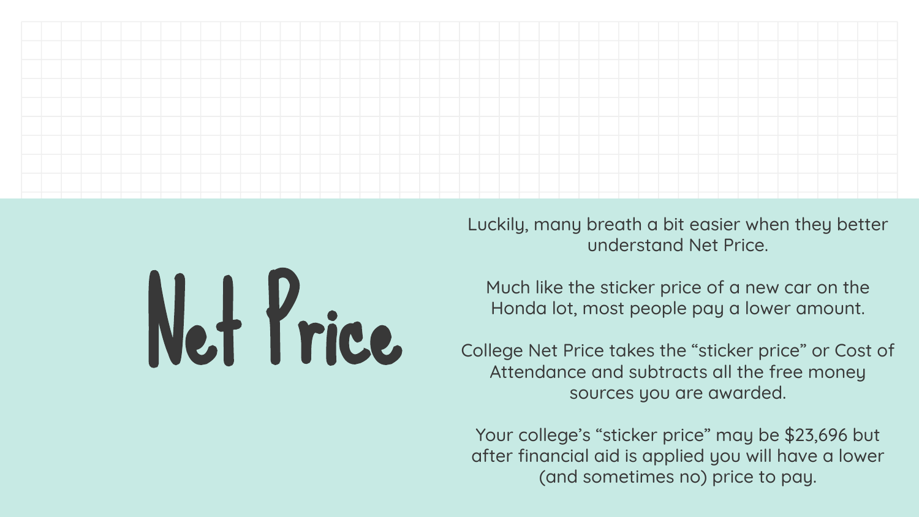# Net Price

Luckily, many breath a bit easier when they better understand Net Price.

Much like the sticker price of a new car on the Honda lot, most people pay a lower amount.

College Net Price takes the “sticker price” or Cost of Attendance and subtracts all the free money sources you are awarded.

Your college’s “sticker price” may be $23,696 but after financial aid is applied you will have a lower (and sometimes no) price to pay.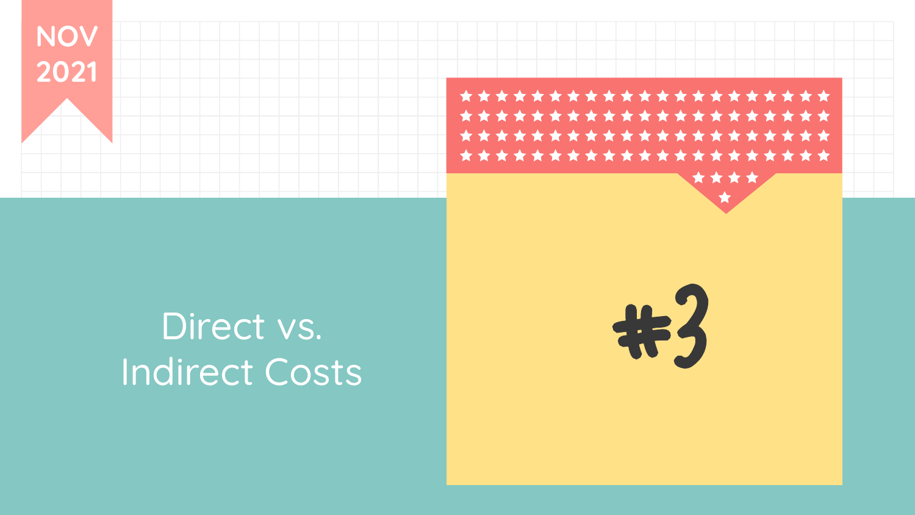NOV 2021

# Direct vs. Indirect Costs

#3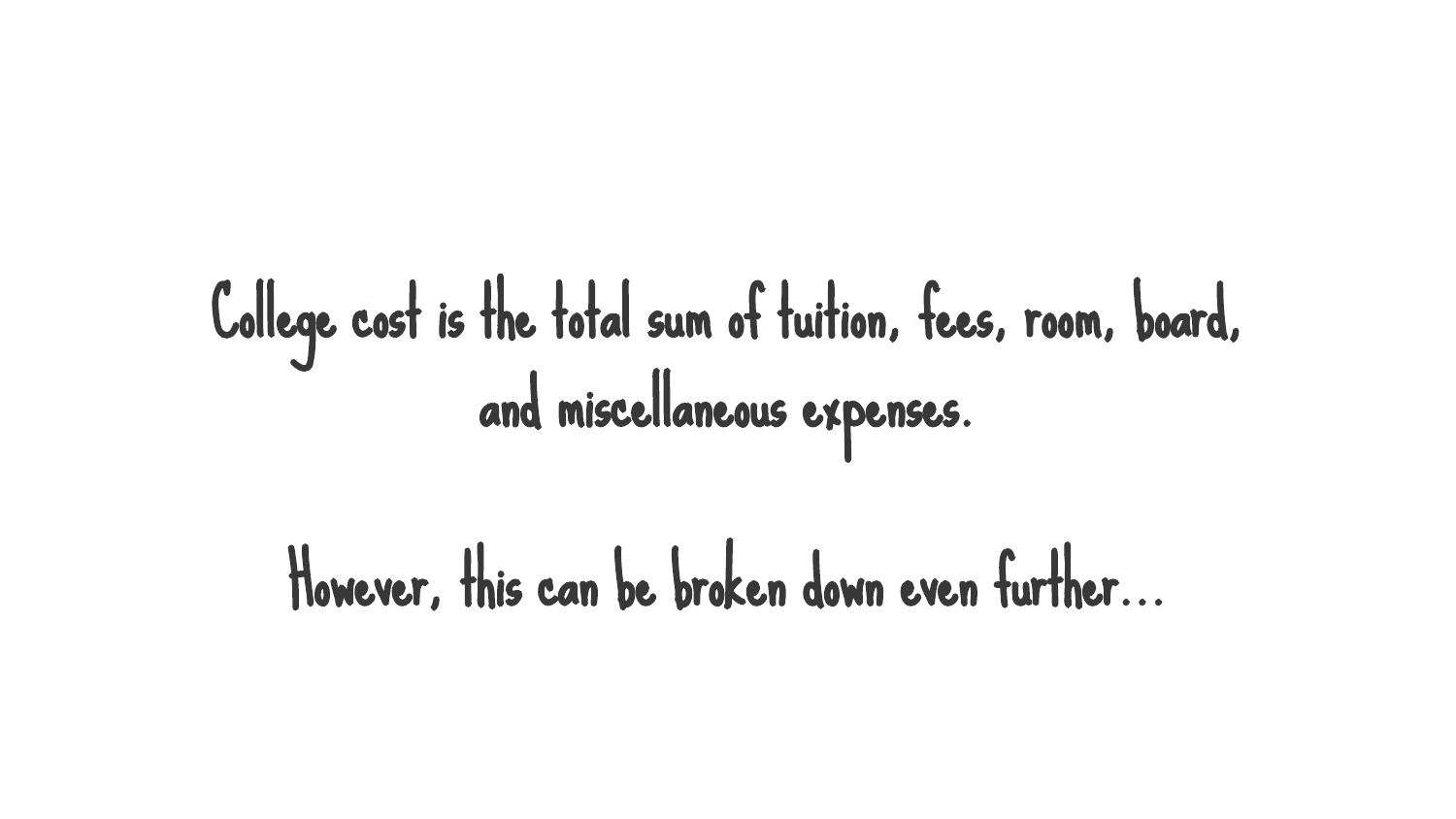College cost is the total sum of tuition, fees, room, board, and miscellaneous expenses.

However, this can be broken down even further…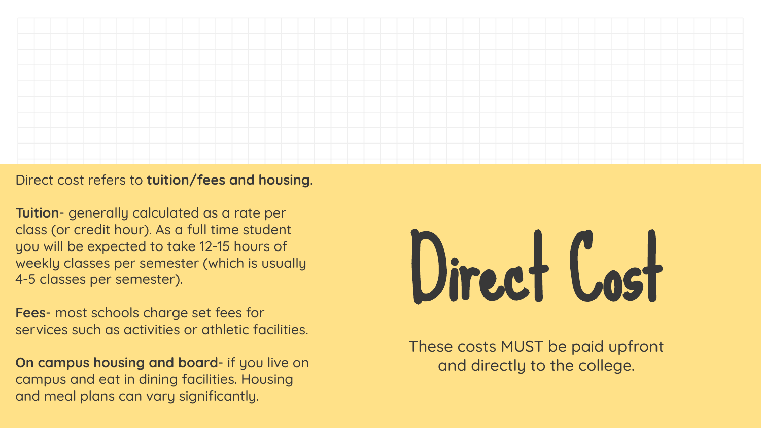# Direct Cost

These costs MUST be paid upfront and directly to the college.

Direct cost refers to **tuition/fees and housing**.

**Tuition**- generally calculated as a rate per class (or credit hour). As a full time student you will be expected to take 12-15 hours of weekly classes per semester (which is usually 4-5 classes per semester).

**Fees**- most schools charge set fees for services such as activities or athletic facilities.

**On campus housing and board**- if you live on campus and eat in dining facilities. Housing and meal plans can vary significantly.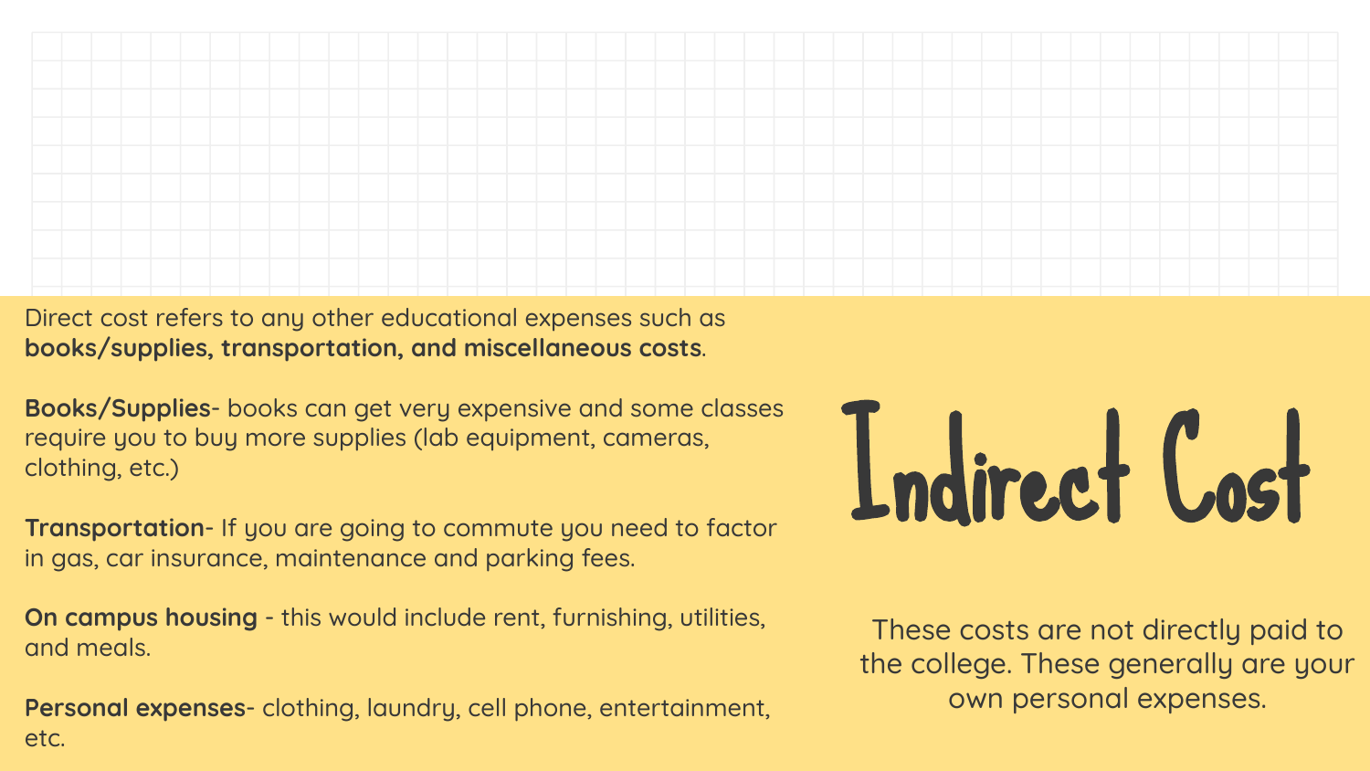# Indirect Cost

These costs are not directly paid to the college. These generally are your own personal expenses.

Direct cost refers to any other educational expenses such as **books/supplies, transportation, and miscellaneous costs**.

**Books/Supplies**- books can get very expensive and some classes require you to buy more supplies (lab equipment, cameras, clothing, etc.)

**Transportation**- If you are going to commute you need to factor in gas, car insurance, maintenance and parking fees.

**On campus housing** - this would include rent, furnishing, utilities, and meals.

**Personal expenses**- clothing, laundry, cell phone, entertainment, etc.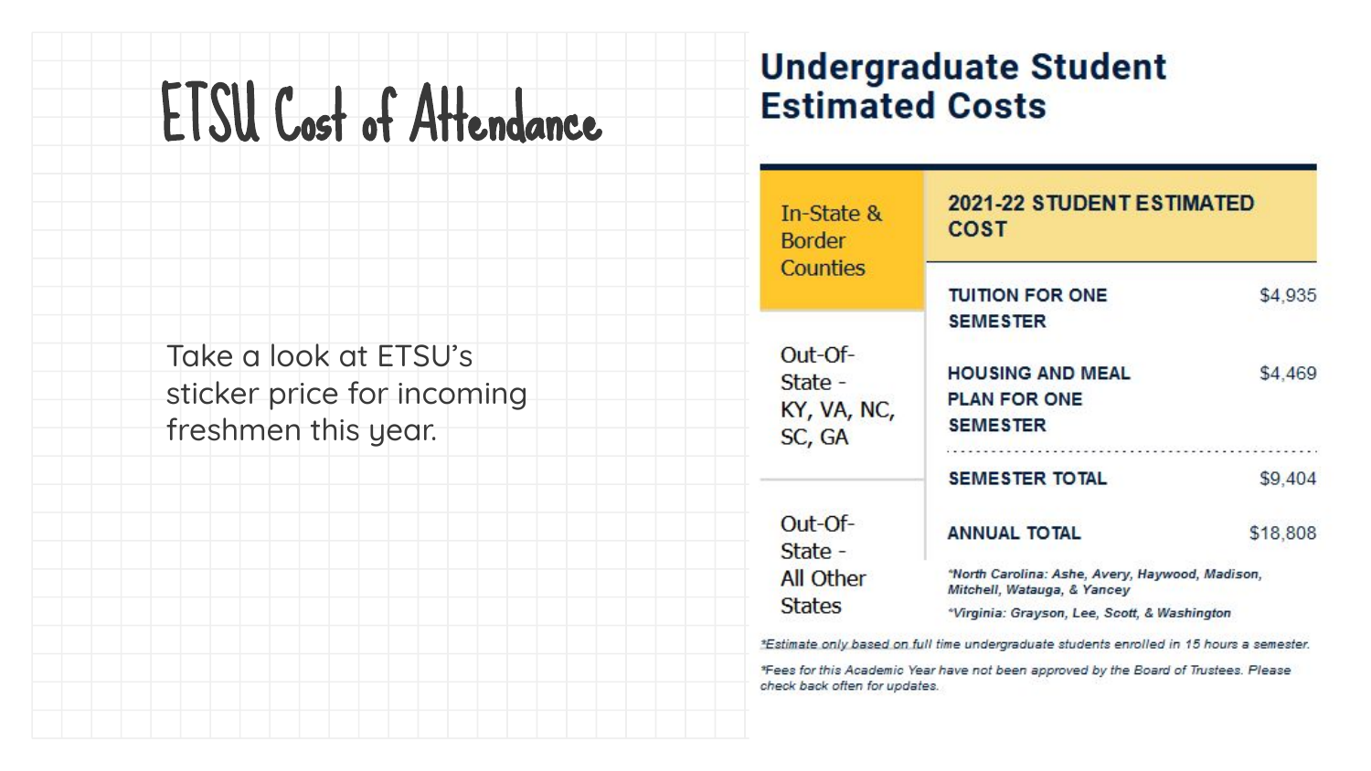# ETSU Cost of Attendance

Take a look at ETSU's sticker price for incoming freshmen this year.

## Undergraduate Student Estimated Costs

| In-State & Border Counties | 2021-22 STUDENT ESTIMATED COST | |
|---|---|---|
| Out-Of-State - KY, VA, NC, SC, GA | TUITION FOR ONE SEMESTER | $4,935 |
| Out-Of-State - All Other States | HOUSING AND MEAL PLAN FOR ONE SEMESTER | $4,469 |
| | SEMESTER TOTAL | $9,404 |
| | ANNUAL TOTAL | $18,808 |

*North Carolina: Ashe, Avery, Haywood, Madison, Mitchell, Watauga, & Yancey*

*Virginia: Grayson, Lee, Scott, & Washington*

*Estimate only based on full time undergraduate students enrolled in 15 hours a semester.*

*Fees for this Academic Year have not been approved by the Board of Trustees. Please check back often for updates.*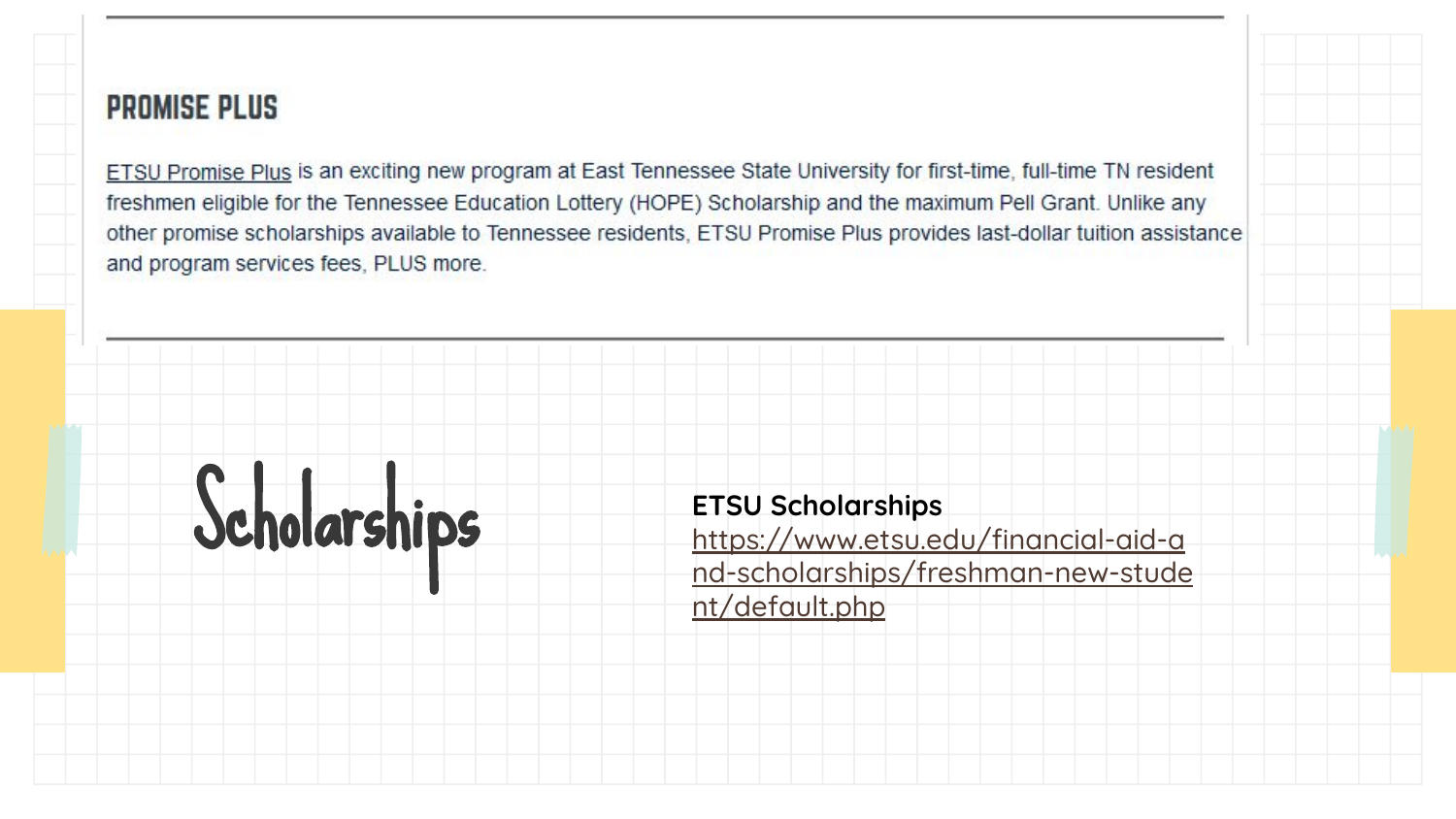## PROMISE PLUS

ETSU Promise Plus is an exciting new program at East Tennessee State University for first-time, full-time TN resident freshmen eligible for the Tennessee Education Lottery (HOPE) Scholarship and the maximum Pell Grant. Unlike any other promise scholarships available to Tennessee residents, ETSU Promise Plus provides last-dollar tuition assistance and program services fees, PLUS more.

# Scholarships

**ETSU Scholarships**
https://www.etsu.edu/financial-aid-and-scholarships/freshman-new-student/default.php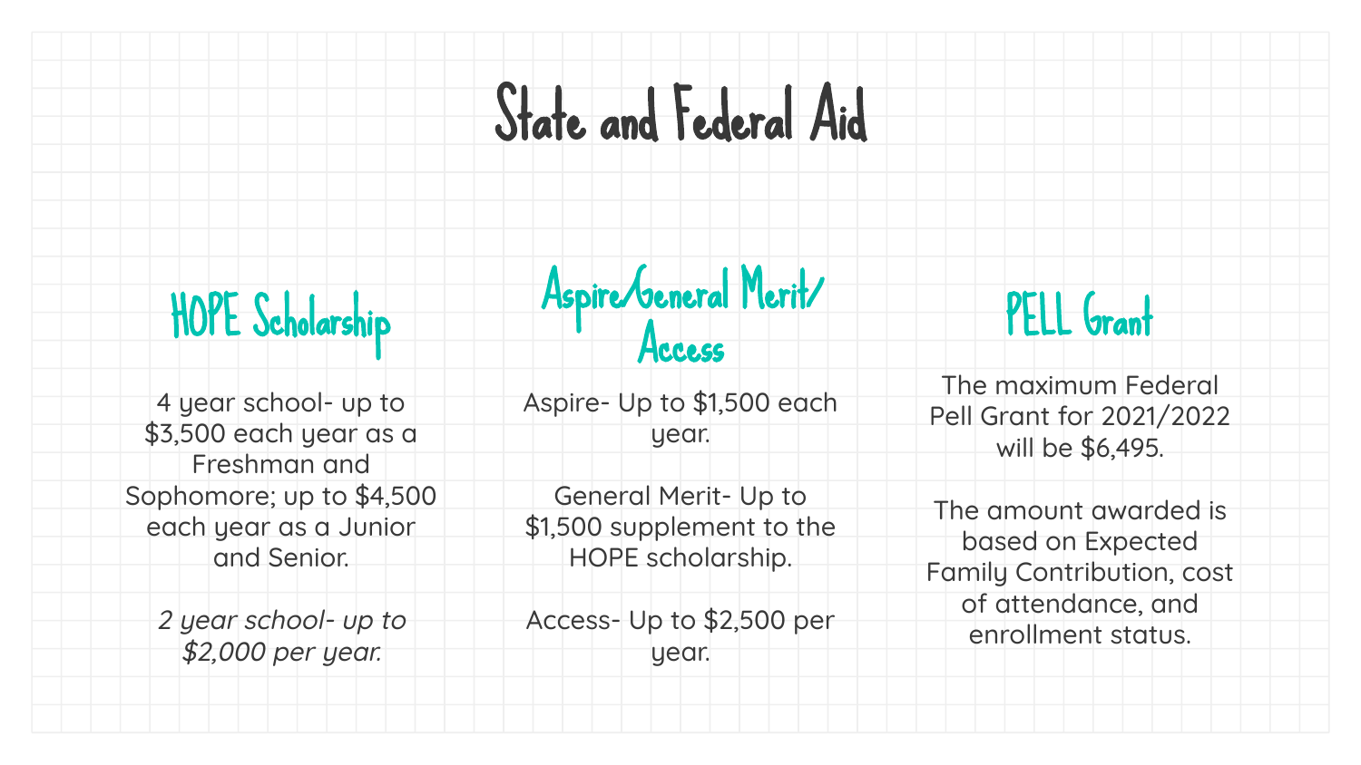# State and Federal Aid

## HOPE Scholarship

4 year school- up to $3,500 each year as a Freshman and Sophomore; up to $4,500 each year as a Junior and Senior.

*2 year school- up to $2,000 per year.*

## Aspire/General Merit/ Access

Aspire- Up to $1,500 each year.

General Merit- Up to $1,500 supplement to the HOPE scholarship.

Access- Up to $2,500 per year.

## PELL Grant

The maximum Federal Pell Grant for 2021/2022 will be $6,495.

The amount awarded is based on Expected Family Contribution, cost of attendance, and enrollment status.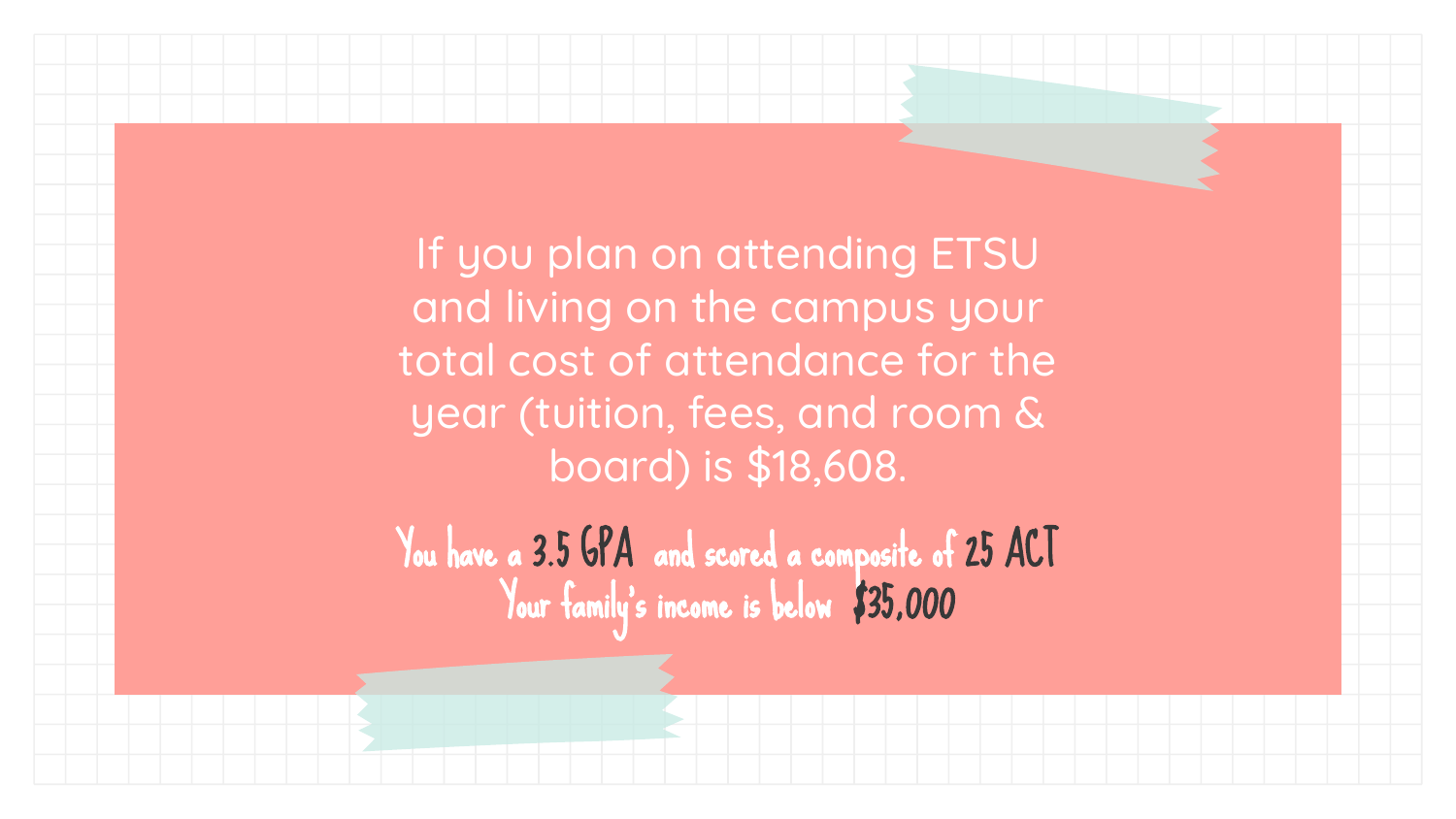If you plan on attending ETSU and living on the campus your total cost of attendance for the year (tuition, fees, and room & board) is $18,608.

You have a **3.5 GPA** and scored a composite of **25 ACT**

Your family's income is below **$35,000**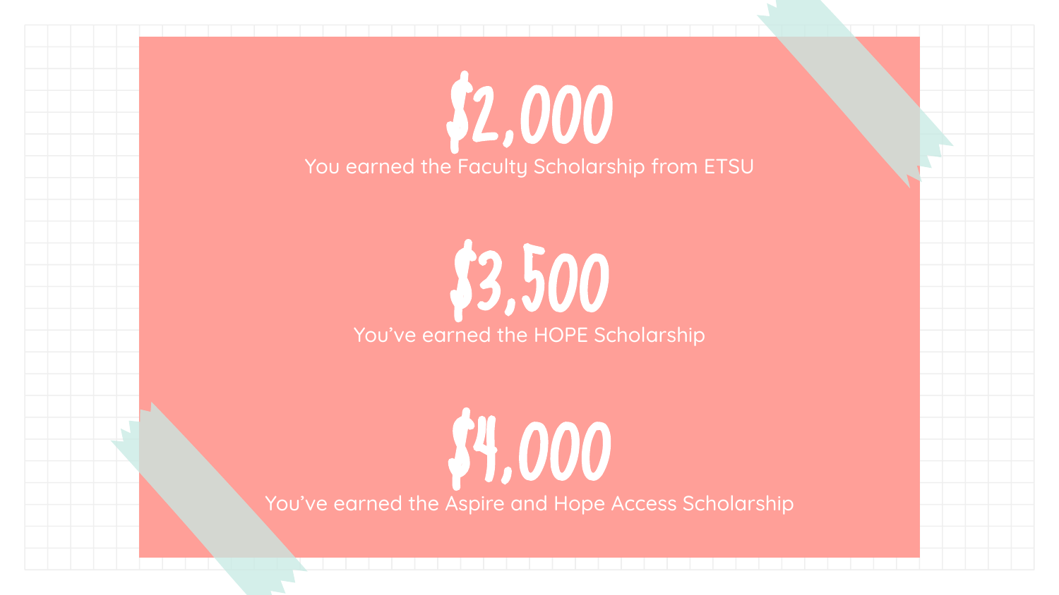# $2,000

You earned the Faculty Scholarship from ETSU

# $3,500

You've earned the HOPE Scholarship

# $4,000

You've earned the Aspire and Hope Access Scholarship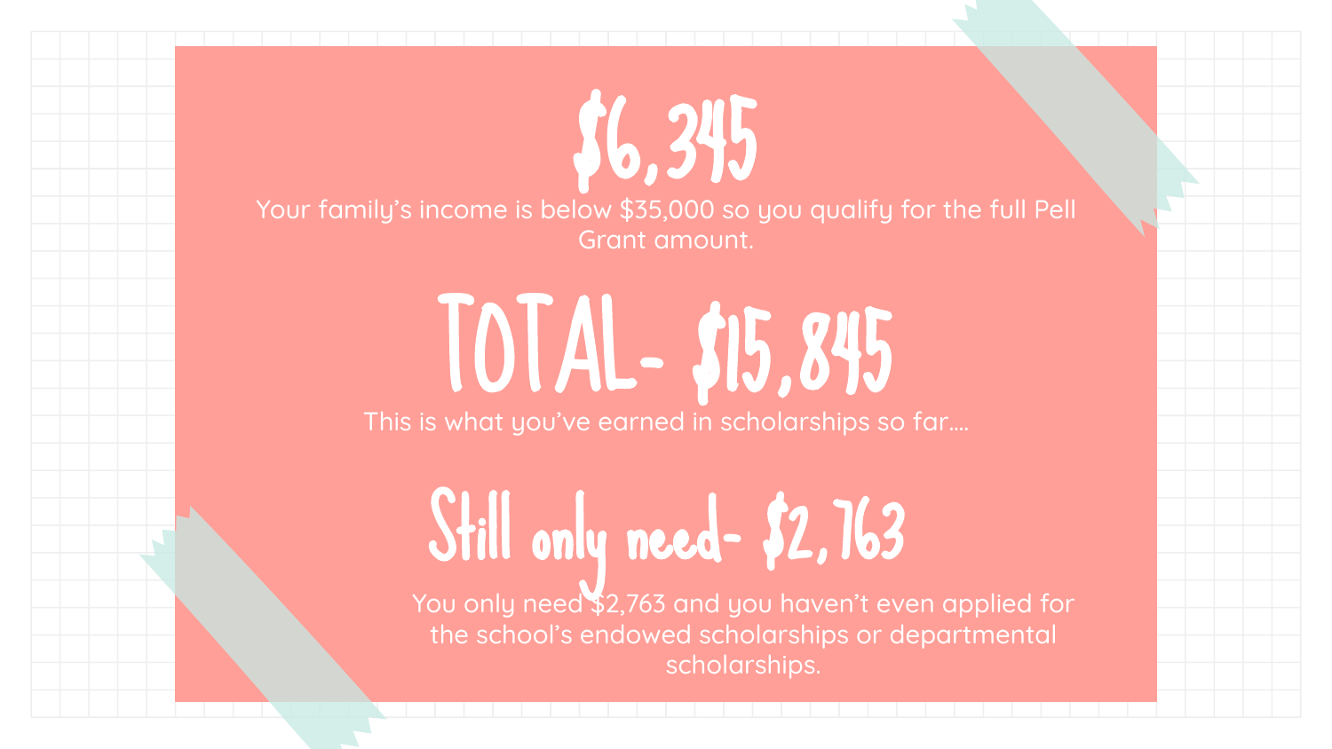# $6,345

Your family's income is below $35,000 so you qualify for the full Pell Grant amount.

# TOTAL- $15,845

This is what you've earned in scholarships so far....

# Still only need- $2,763

You only need $2,763 and you haven't even applied for the school's endowed scholarships or departmental scholarships.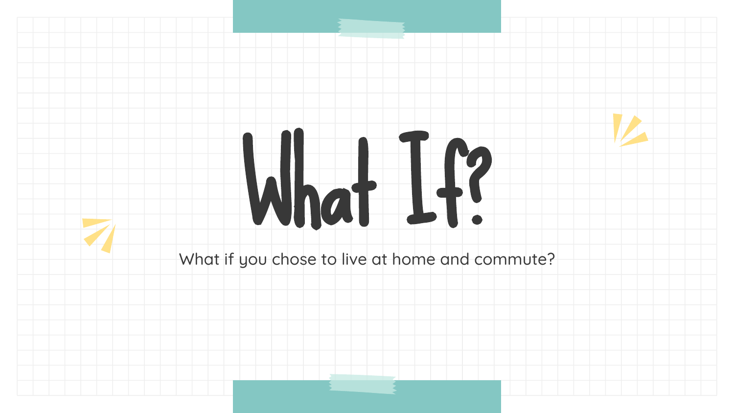# What If?

What if you chose to live at home and commute?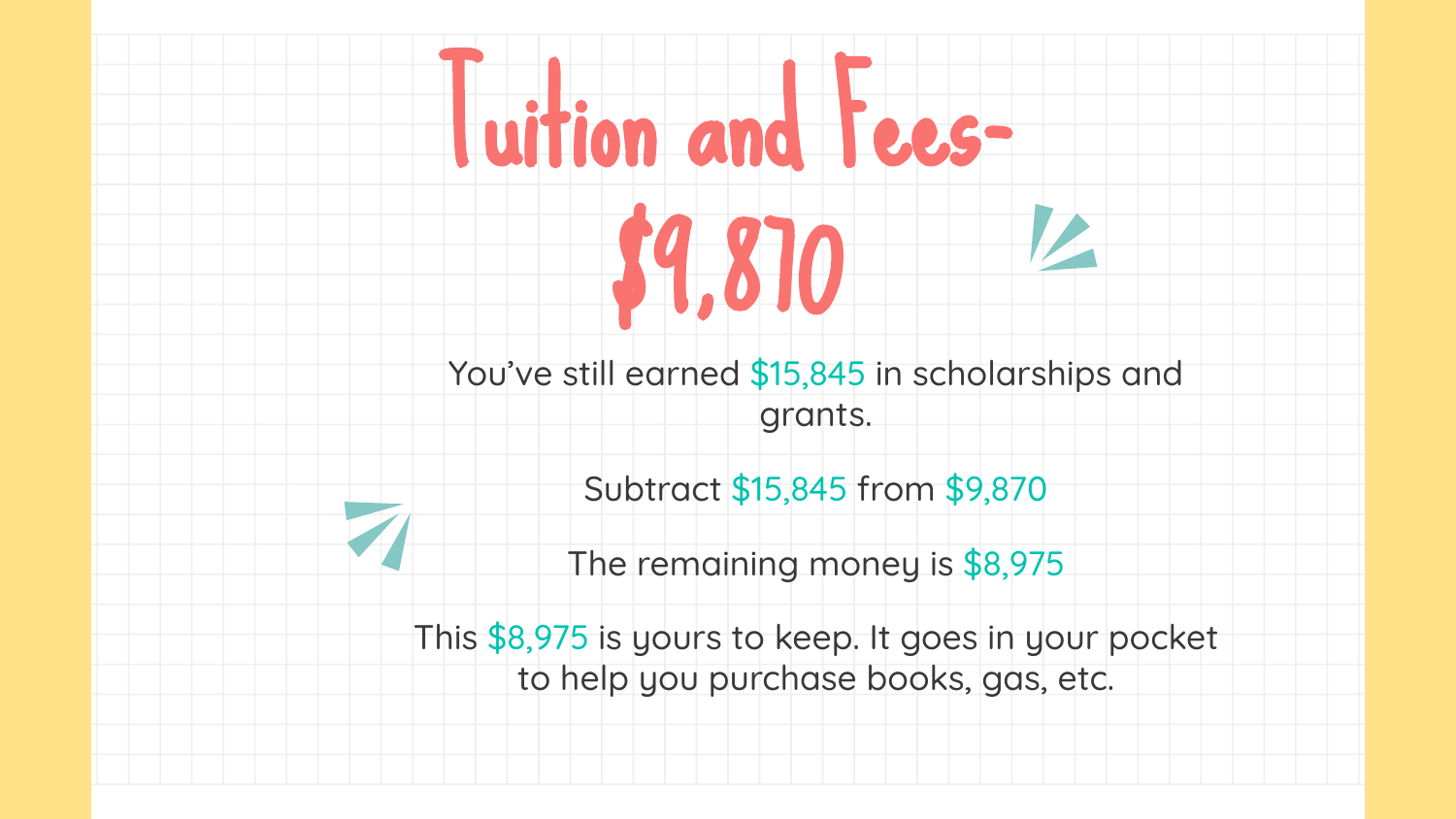# Tuition and Fees- $9,870

You've still earned $15,845 in scholarships and grants.

Subtract $15,845 from $9,870

The remaining money is $8,975

This $8,975 is yours to keep. It goes in your pocket to help you purchase books, gas, etc.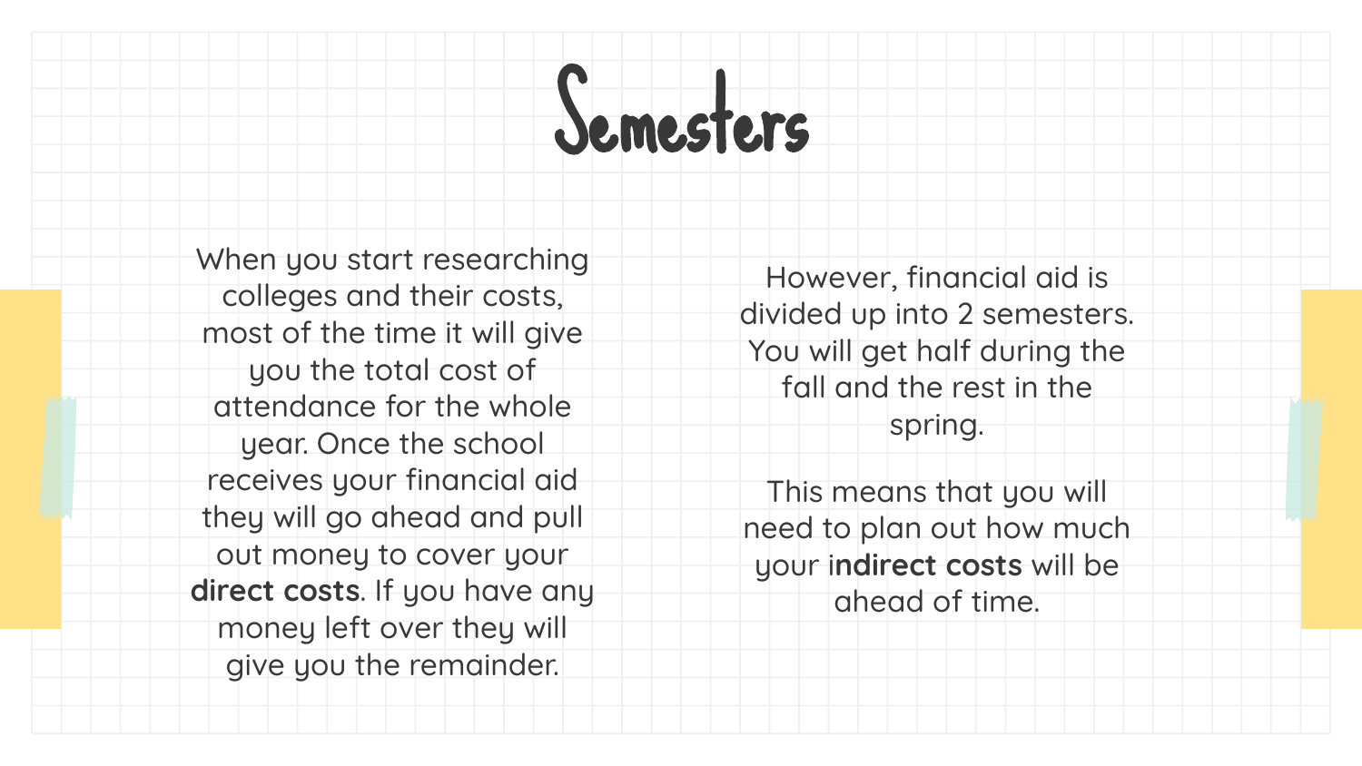# Semesters

When you start researching colleges and their costs, most of the time it will give you the total cost of attendance for the whole year. Once the school receives your financial aid they will go ahead and pull out money to cover your **direct costs**. If you have any money left over they will give you the remainder.

However, financial aid is divided up into 2 semesters. You will get half during the fall and the rest in the spring.

This means that you will need to plan out how much your i**ndirect costs** will be ahead of time.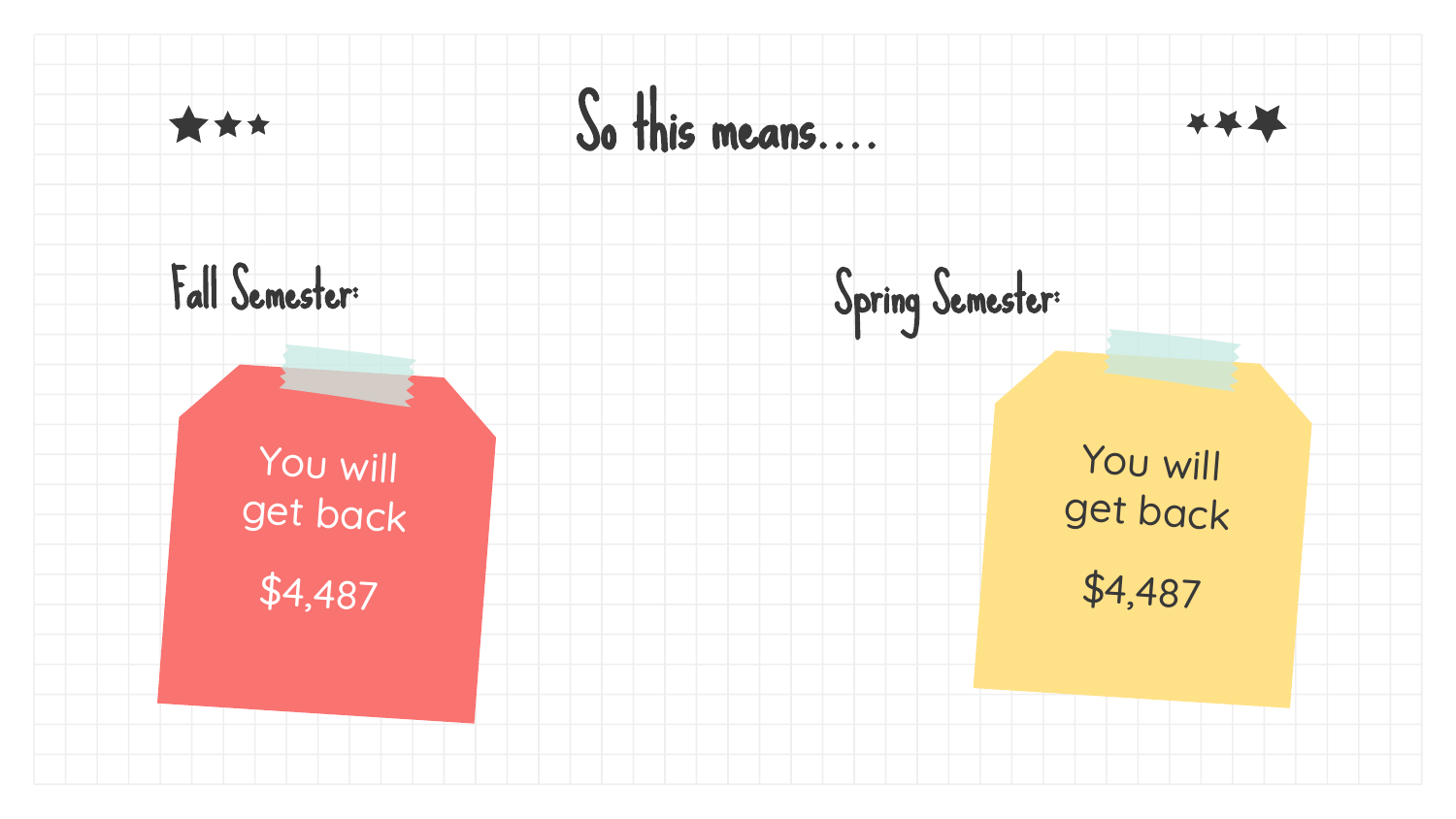# So this means....

## Fall Semester:

You will get back

$4,487

## Spring Semester:

You will get back

$4,487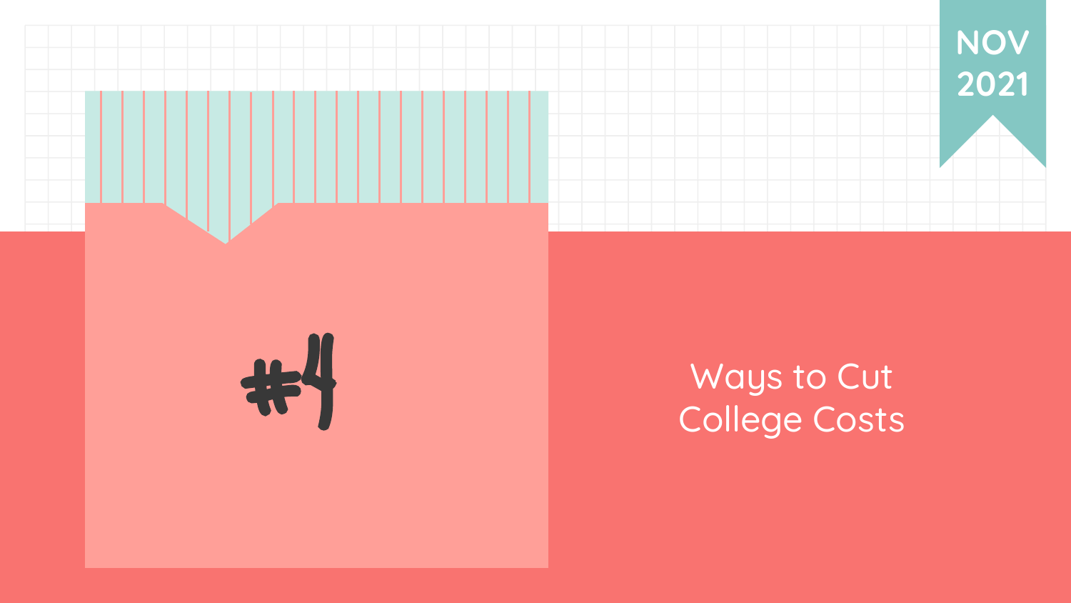NOV 2021

# #4

## Ways to Cut College Costs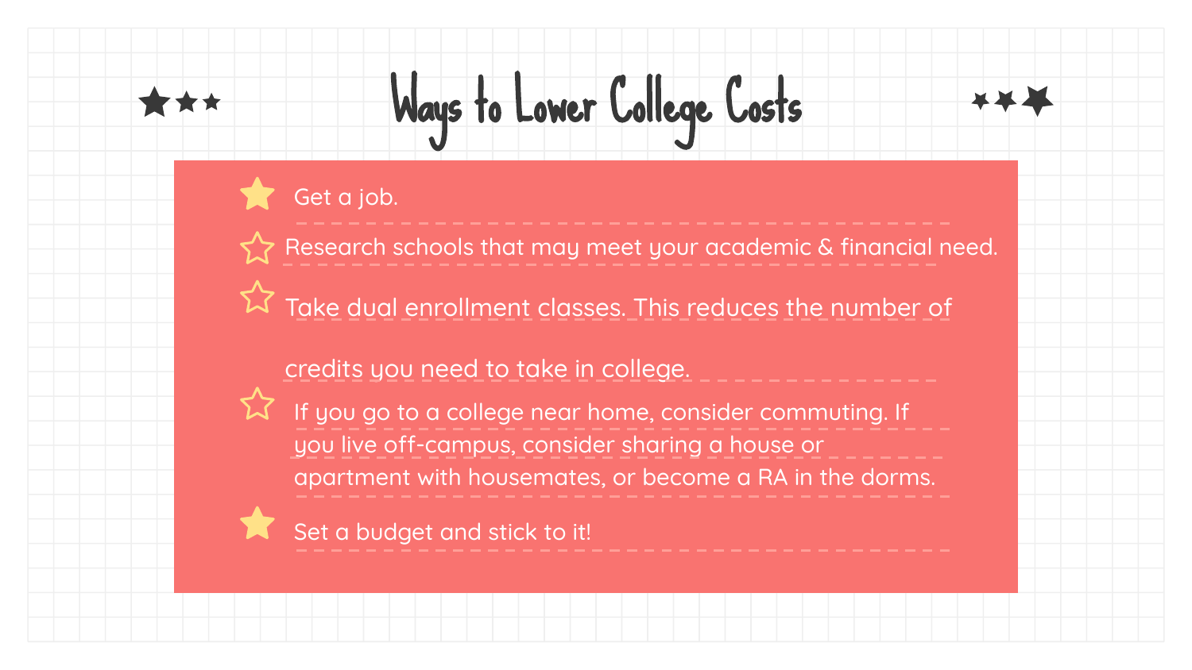# Ways to Lower College Costs

- Get a job.
- Research schools that may meet your academic & financial need.
- Take dual enrollment classes. This reduces the number of credits you need to take in college.
- If you go to a college near home, consider commuting. If you live off-campus, consider sharing a house or apartment with housemates, or become a RA in the dorms.
- Set a budget and stick to it!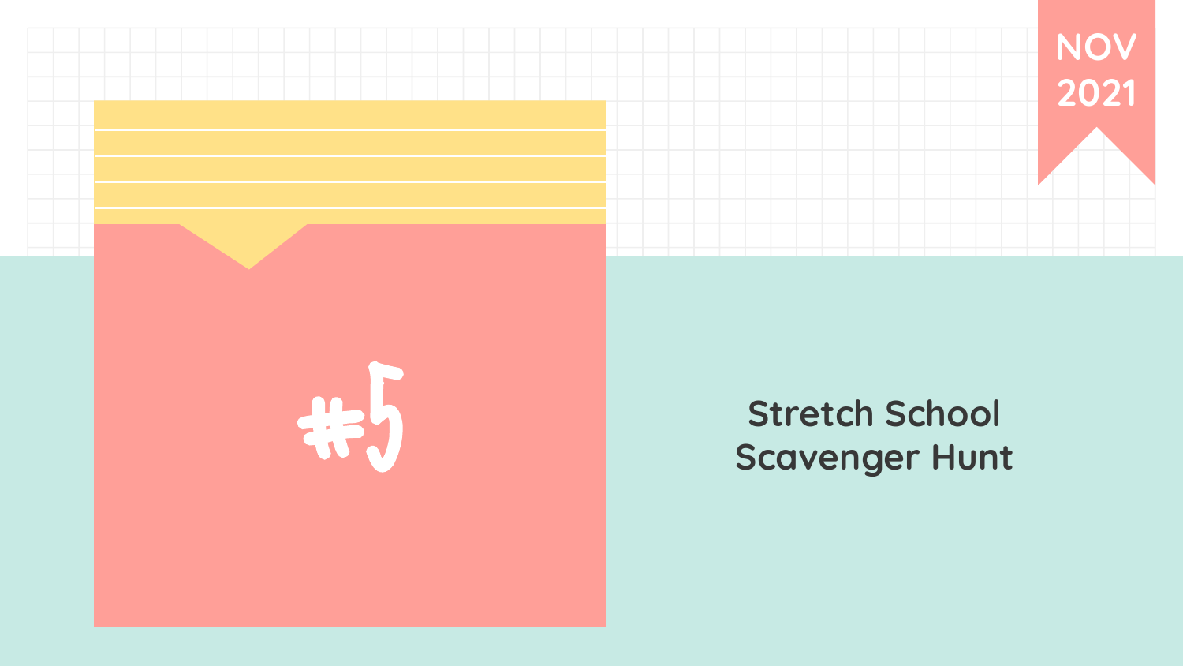NOV 2021

#5

# Stretch School Scavenger Hunt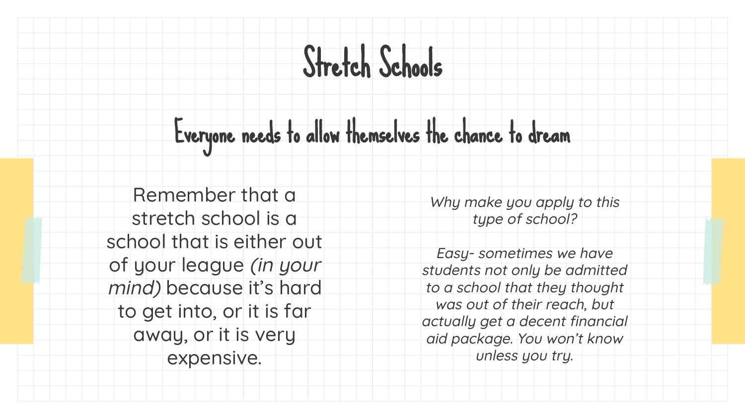# Stretch Schools

## Everyone needs to allow themselves the chance to dream

Remember that a stretch school is a school that is either out of your league *(in your mind)* because it's hard to get into, or it is far away, or it is very expensive.

*Why make you apply to this type of school?*

*Easy- sometimes we have students not only be admitted to a school that they thought was out of their reach, but actually get a decent financial aid package. You won't know unless you try.*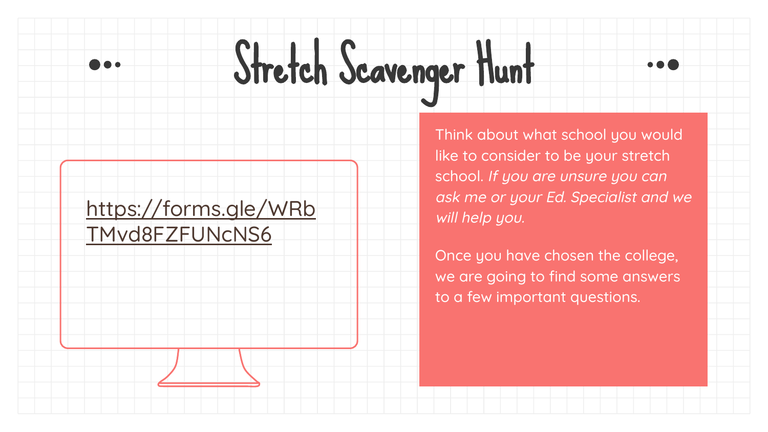# Stretch Scavenger Hunt

https://forms.gle/WRbTMvd8FZFUNcNS6

Think about what school you would like to consider to be your stretch school. *If you are unsure you can ask me or your Ed. Specialist and we will help you.*

Once you have chosen the college, we are going to find some answers to a few important questions.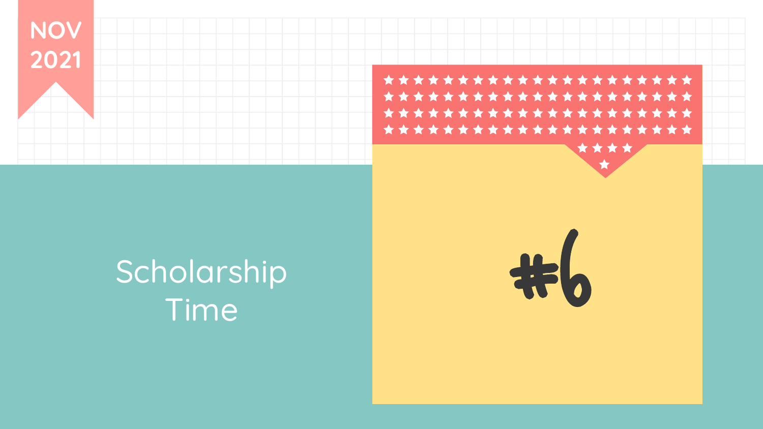NOV 2021

# Scholarship Time

#6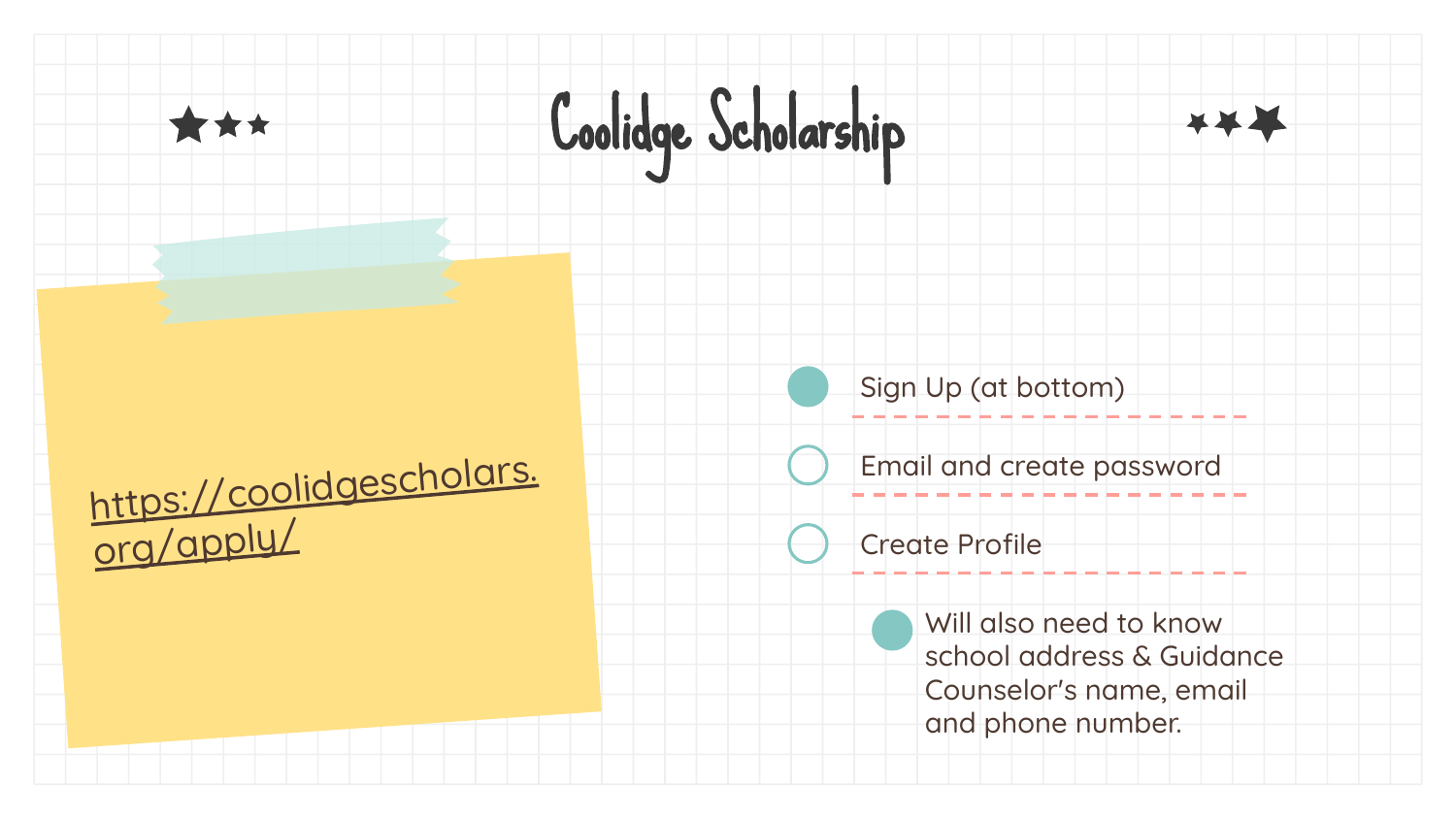# Coolidge Scholarship

https://coolidgescholars.org/apply/

- Sign Up (at bottom)
- Email and create password
- Create Profile
  - Will also need to know school address & Guidance Counselor's name, email and phone number.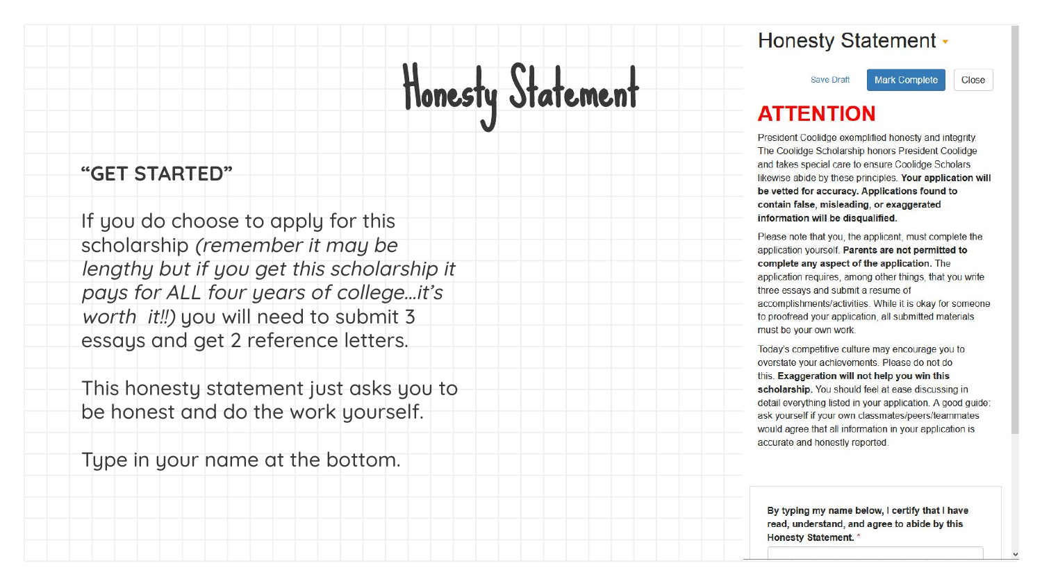# Honesty Statement

**"GET STARTED"**

If you do choose to apply for this scholarship *(remember it may be lengthy but if you get this scholarship it pays for ALL four years of college…it's worth it!!)* you will need to submit 3 essays and get 2 reference letters.

This honesty statement just asks you to be honest and do the work yourself.

Type in your name at the bottom.

## Honesty Statement

Save Draft | Mark Complete | Close

### ATTENTION

President Coolidge exemplified honesty and integrity. The Coolidge Scholarship honors President Coolidge and takes special care to ensure Coolidge Scholars likewise abide by these principles. **Your application will be vetted for accuracy. Applications found to contain false, misleading, or exaggerated information will be disqualified.**

Please note that you, the applicant, must complete the application yourself. **Parents are not permitted to complete any aspect of the application.** The application requires, among other things, that you write three essays and submit a resume of accomplishments/activities. While it is okay for someone to proofread your application, all submitted materials must be your own work.

Today's competitive culture may encourage you to overstate your achievements. Please do not do this. **Exaggeration will not help you win this scholarship.** You should feel at ease discussing in detail everything listed in your application. A good guide: ask yourself if your own classmates/peers/teammates would agree that all information in your application is accurate and honestly reported.

**By typing my name below, I certify that I have read, understand, and agree to abide by this Honesty Statement.** *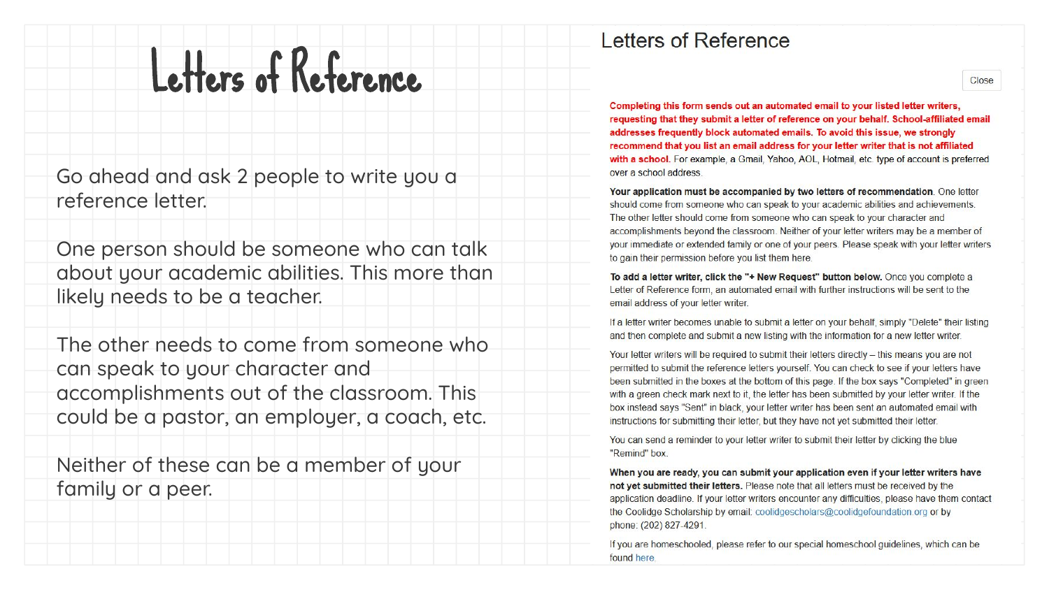# Letters of Reference

Go ahead and ask 2 people to write you a reference letter.

One person should be someone who can talk about your academic abilities. This more than likely needs to be a teacher.

The other needs to come from someone who can speak to your character and accomplishments out of the classroom. This could be a pastor, an employer, a coach, etc.

Neither of these can be a member of your family or a peer.

## Letters of Reference

Close

**Completing this form sends out an automated email to your listed letter writers, requesting that they submit a letter of reference on your behalf. School-affiliated email addresses frequently block automated emails. To avoid this issue, we strongly recommend that you list an email address for your letter writer that is not affiliated with a school.** For example, a Gmail, Yahoo, AOL, Hotmail, etc. type of account is preferred over a school address.

**Your application must be accompanied by two letters of recommendation.** One letter should come from someone who can speak to your academic abilities and achievements. The other letter should come from someone who can speak to your character and accomplishments beyond the classroom. Neither of your letter writers may be a member of your immediate or extended family or one of your peers. Please speak with your letter writers to gain their permission before you list them here.

**To add a letter writer, click the "+ New Request" button below.** Once you complete a Letter of Reference form, an automated email with further instructions will be sent to the email address of your letter writer.

If a letter writer becomes unable to submit a letter on your behalf, simply "Delete" their listing and then complete and submit a new listing with the information for a new letter writer.

Your letter writers will be required to submit their letters directly – this means you are not permitted to submit the reference letters yourself. You can check to see if your letters have been submitted in the boxes at the bottom of this page. If the box says "Completed" in green with a green check mark next to it, the letter has been submitted by your letter writer. If the box instead says "Sent" in black, your letter writer has been sent an automated email with instructions for submitting their letter, but they have not yet submitted their letter.

You can send a reminder to your letter writer to submit their letter by clicking the blue "Remind" box.

**When you are ready, you can submit your application even if your letter writers have not yet submitted their letters.** Please note that all letters must be received by the application deadline. If your letter writers encounter any difficulties, please have them contact the Coolidge Scholarship by email: coolidgescholars@coolidgefoundation.org or by phone: (202) 827-4291.

If you are homeschooled, please refer to our special homeschool guidelines, which can be found here.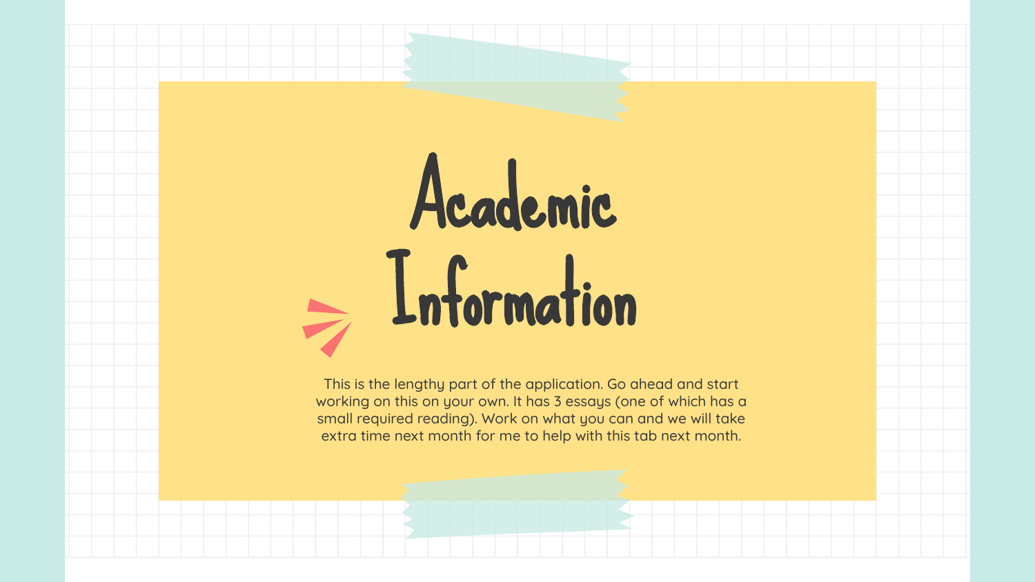# Academic Information

This is the lengthy part of the application. Go ahead and start working on this on your own. It has 3 essays (one of which has a small required reading). Work on what you can and we will take extra time next month for me to help with this tab next month.